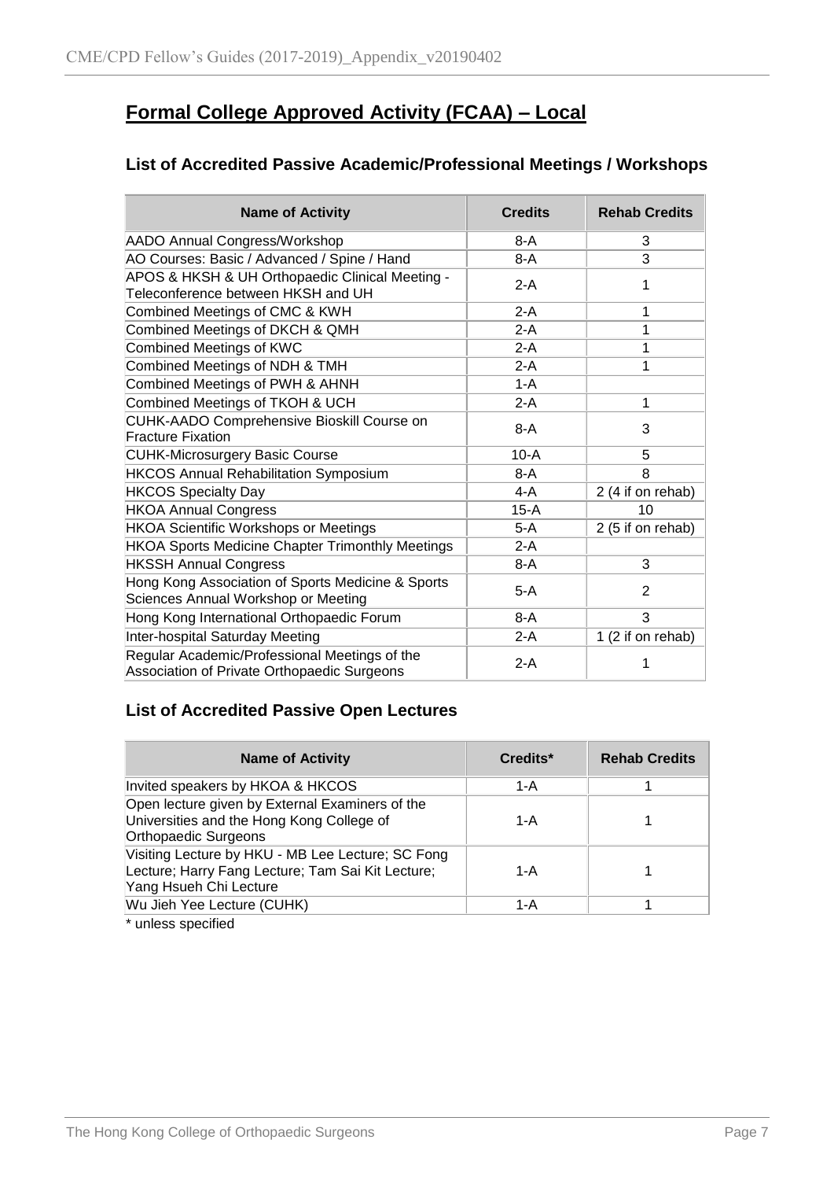# Formal College Approved Activity (FCAA) – Local

## List of Accredited Passive Academic/Professional Meetings / Workshops

| Name of Activity | Credits | Rehab Credits |
| --- | --- | --- |
| AADO Annual Congress/Workshop | 8-A | 3 |
| AO Courses: Basic / Advanced / Spine / Hand | 8-A | 3 |
| APOS & HKSH & UH Orthopaedic Clinical Meeting - Teleconference between HKSH and UH | 2-A | 1 |
| Combined Meetings of CMC & KWH | 2-A | 1 |
| Combined Meetings of DKCH & QMH | 2-A | 1 |
| Combined Meetings of KWC | 2-A | 1 |
| Combined Meetings of NDH & TMH | 2-A | 1 |
| Combined Meetings of PWH & AHNH | 1-A | |
| Combined Meetings of TKOH & UCH | 2-A | 1 |
| CUHK-AADO Comprehensive Bioskill Course on Fracture Fixation | 8-A | 3 |
| CUHK-Microsurgery Basic Course | 10-A | 5 |
| HKCOS Annual Rehabilitation Symposium | 8-A | 8 |
| HKCOS Specialty Day | 4-A | 2 (4 if on rehab) |
| HKOA Annual Congress | 15-A | 10 |
| HKOA Scientific Workshops or Meetings | 5-A | 2 (5 if on rehab) |
| HKOA Sports Medicine Chapter Trimonthly Meetings | 2-A | |
| HKSSH Annual Congress | 8-A | 3 |
| Hong Kong Association of Sports Medicine & Sports Sciences Annual Workshop or Meeting | 5-A | 2 |
| Hong Kong International Orthopaedic Forum | 8-A | 3 |
| Inter-hospital Saturday Meeting | 2-A | 1 (2 if on rehab) |
| Regular Academic/Professional Meetings of the Association of Private Orthopaedic Surgeons | 2-A | 1 |

## List of Accredited Passive Open Lectures

| Name of Activity | Credits* | Rehab Credits |
| --- | --- | --- |
| Invited speakers by HKOA & HKCOS | 1-A | 1 |
| Open lecture given by External Examiners of the Universities and the Hong Kong College of Orthopaedic Surgeons | 1-A | 1 |
| Visiting Lecture by HKU - MB Lee Lecture; SC Fong Lecture; Harry Fang Lecture; Tam Sai Kit Lecture; Yang Hsueh Chi Lecture | 1-A | 1 |
| Wu Jieh Yee Lecture (CUHK) | 1-A | 1 |

\* unless specified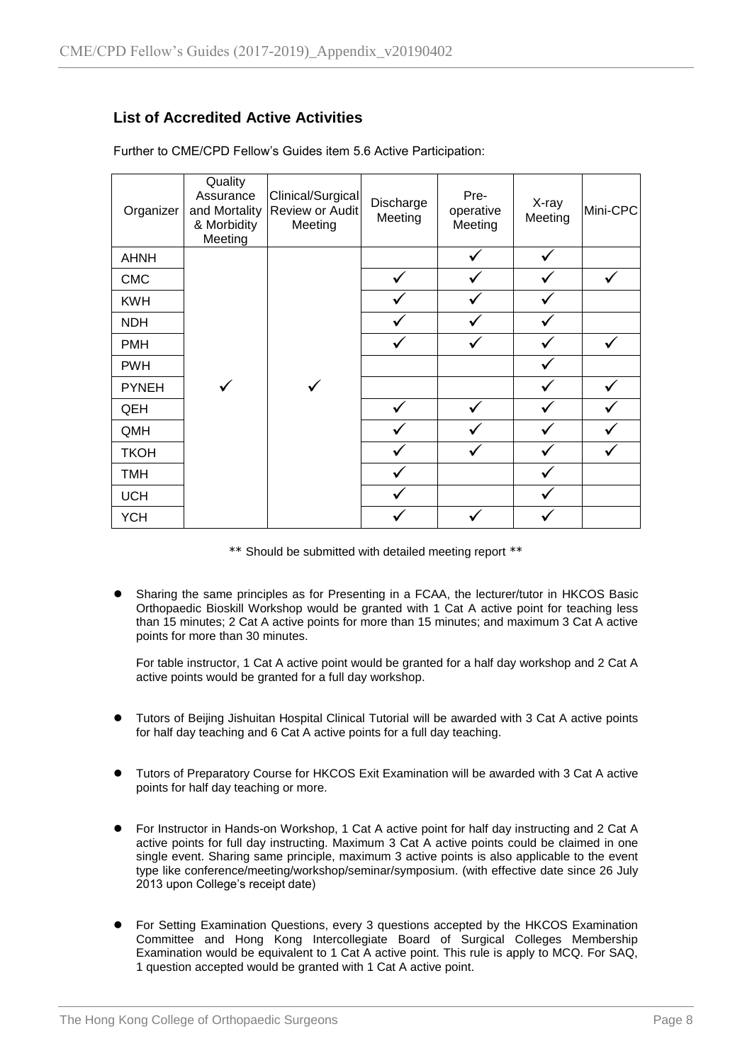## List of Accredited Active Activities

Further to CME/CPD Fellow's Guides item 5.6 Active Participation:

| Organizer | Quality Assurance and Mortality & Morbidity Meeting | Clinical/Surgical Review or Audit Meeting | Discharge Meeting | Pre-operative Meeting | X-ray Meeting | Mini-CPC |
|---|---|---|---|---|---|---|
| AHNH | ✓ | ✓ | | ✓ | ✓ | |
| CMC | ✓ | ✓ | ✓ | ✓ | ✓ | ✓ |
| KWH | ✓ | ✓ | ✓ | ✓ | ✓ | |
| NDH | ✓ | ✓ | ✓ | ✓ | ✓ | |
| PMH | ✓ | ✓ | ✓ | ✓ | ✓ | ✓ |
| PWH | ✓ | ✓ | | | ✓ | |
| PYNEH | ✓ | ✓ | | | ✓ | ✓ |
| QEH | ✓ | ✓ | ✓ | ✓ | ✓ | ✓ |
| QMH | ✓ | ✓ | ✓ | ✓ | ✓ | ✓ |
| TKOH | ✓ | ✓ | ✓ | ✓ | ✓ | ✓ |
| TMH | ✓ | ✓ | ✓ | | ✓ | |
| UCH | ✓ | ✓ | ✓ | | ✓ | |
| YCH | ✓ | ✓ | ✓ | ✓ | ✓ | |

** Should be submitted with detailed meeting report **

- Sharing the same principles as for Presenting in a FCAA, the lecturer/tutor in HKCOS Basic Orthopaedic Bioskill Workshop would be granted with 1 Cat A active point for teaching less than 15 minutes; 2 Cat A active points for more than 15 minutes; and maximum 3 Cat A active points for more than 30 minutes.

  For table instructor, 1 Cat A active point would be granted for a half day workshop and 2 Cat A active points would be granted for a full day workshop.

- Tutors of Beijing Jishuitan Hospital Clinical Tutorial will be awarded with 3 Cat A active points for half day teaching and 6 Cat A active points for a full day teaching.

- Tutors of Preparatory Course for HKCOS Exit Examination will be awarded with 3 Cat A active points for half day teaching or more.

- For Instructor in Hands-on Workshop, 1 Cat A active point for half day instructing and 2 Cat A active points for full day instructing. Maximum 3 Cat A active points could be claimed in one single event. Sharing same principle, maximum 3 active points is also applicable to the event type like conference/meeting/workshop/seminar/symposium. (with effective date since 26 July 2013 upon College's receipt date)

- For Setting Examination Questions, every 3 questions accepted by the HKCOS Examination Committee and Hong Kong Intercollegiate Board of Surgical Colleges Membership Examination would be equivalent to 1 Cat A active point. This rule is apply to MCQ. For SAQ, 1 question accepted would be granted with 1 Cat A active point.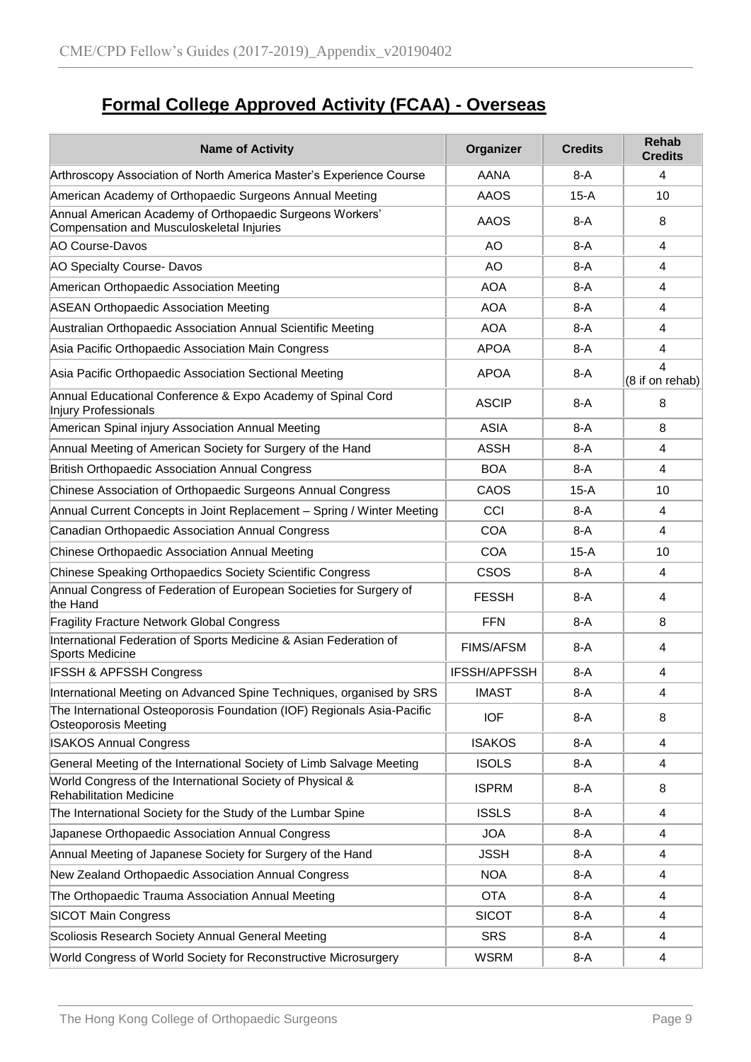# Formal College Approved Activity (FCAA) - Overseas

| Name of Activity | Organizer | Credits | Rehab Credits |
|---|---|---|---|
| Arthroscopy Association of North America Master's Experience Course | AANA | 8-A | 4 |
| American Academy of Orthopaedic Surgeons Annual Meeting | AAOS | 15-A | 10 |
| Annual American Academy of Orthopaedic Surgeons Workers' Compensation and Musculoskeletal Injuries | AAOS | 8-A | 8 |
| AO Course-Davos | AO | 8-A | 4 |
| AO Specialty Course- Davos | AO | 8-A | 4 |
| American Orthopaedic Association Meeting | AOA | 8-A | 4 |
| ASEAN Orthopaedic Association Meeting | AOA | 8-A | 4 |
| Australian Orthopaedic Association Annual Scientific Meeting | AOA | 8-A | 4 |
| Asia Pacific Orthopaedic Association Main Congress | APOA | 8-A | 4 |
| Asia Pacific Orthopaedic Association Sectional Meeting | APOA | 8-A | 4 (8 if on rehab) |
| Annual Educational Conference & Expo Academy of Spinal Cord Injury Professionals | ASCIP | 8-A | 8 |
| American Spinal injury Association Annual Meeting | ASIA | 8-A | 8 |
| Annual Meeting of American Society for Surgery of the Hand | ASSH | 8-A | 4 |
| British Orthopaedic Association Annual Congress | BOA | 8-A | 4 |
| Chinese Association of Orthopaedic Surgeons Annual Congress | CAOS | 15-A | 10 |
| Annual Current Concepts in Joint Replacement – Spring / Winter Meeting | CCI | 8-A | 4 |
| Canadian Orthopaedic Association Annual Congress | COA | 8-A | 4 |
| Chinese Orthopaedic Association Annual Meeting | COA | 15-A | 10 |
| Chinese Speaking Orthopaedics Society Scientific Congress | CSOS | 8-A | 4 |
| Annual Congress of Federation of European Societies for Surgery of the Hand | FESSH | 8-A | 4 |
| Fragility Fracture Network Global Congress | FFN | 8-A | 8 |
| International Federation of Sports Medicine & Asian Federation of Sports Medicine | FIMS/AFSM | 8-A | 4 |
| IFSSH & APFSSH Congress | IFSSH/APFSSH | 8-A | 4 |
| International Meeting on Advanced Spine Techniques, organised by SRS | IMAST | 8-A | 4 |
| The International Osteoporosis Foundation (IOF) Regionals Asia-Pacific Osteoporosis Meeting | IOF | 8-A | 8 |
| ISAKOS Annual Congress | ISAKOS | 8-A | 4 |
| General Meeting of the International Society of Limb Salvage Meeting | ISOLS | 8-A | 4 |
| World Congress of the International Society of Physical & Rehabilitation Medicine | ISPRM | 8-A | 8 |
| The International Society for the Study of the Lumbar Spine | ISSLS | 8-A | 4 |
| Japanese Orthopaedic Association Annual Congress | JOA | 8-A | 4 |
| Annual Meeting of Japanese Society for Surgery of the Hand | JSSH | 8-A | 4 |
| New Zealand Orthopaedic Association Annual Congress | NOA | 8-A | 4 |
| The Orthopaedic Trauma Association Annual Meeting | OTA | 8-A | 4 |
| SICOT Main Congress | SICOT | 8-A | 4 |
| Scoliosis Research Society Annual General Meeting | SRS | 8-A | 4 |
| World Congress of World Society for Reconstructive Microsurgery | WSRM | 8-A | 4 |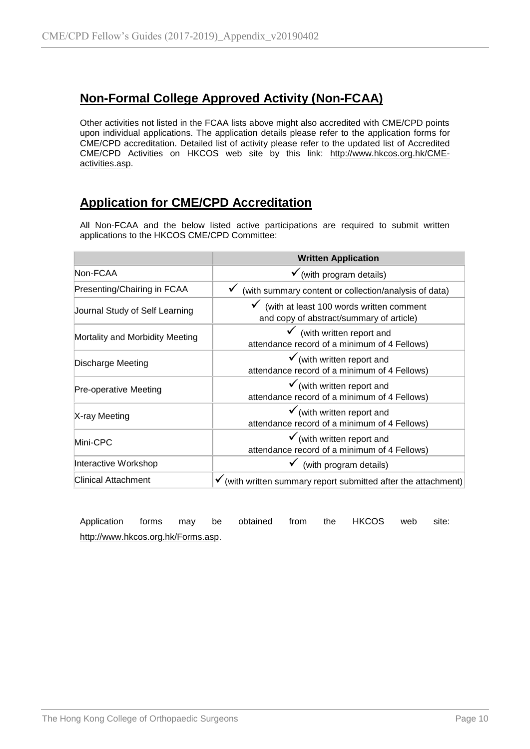## Non-Formal College Approved Activity (Non-FCAA)

Other activities not listed in the FCAA lists above might also accredited with CME/CPD points upon individual applications. The application details please refer to the application forms for CME/CPD accreditation. Detailed list of activity please refer to the updated list of Accredited CME/CPD Activities on HKCOS web site by this link: http://www.hkcos.org.hk/CME-activities.asp.

## Application for CME/CPD Accreditation

All Non-FCAA and the below listed active participations are required to submit written applications to the HKCOS CME/CPD Committee:

| | Written Application |
|---|---|
| Non-FCAA | ✓(with program details) |
| Presenting/Chairing in FCAA | ✓ (with summary content or collection/analysis of data) |
| Journal Study of Self Learning | ✓ (with at least 100 words written comment and copy of abstract/summary of article) |
| Mortality and Morbidity Meeting | ✓ (with written report and attendance record of a minimum of 4 Fellows) |
| Discharge Meeting | ✓(with written report and attendance record of a minimum of 4 Fellows) |
| Pre-operative Meeting | ✓(with written report and attendance record of a minimum of 4 Fellows) |
| X-ray Meeting | ✓(with written report and attendance record of a minimum of 4 Fellows) |
| Mini-CPC | ✓(with written report and attendance record of a minimum of 4 Fellows) |
| Interactive Workshop | ✓ (with program details) |
| Clinical Attachment | ✓(with written summary report submitted after the attachment) |

Application forms may be obtained from the HKCOS web site: http://www.hkcos.org.hk/Forms.asp.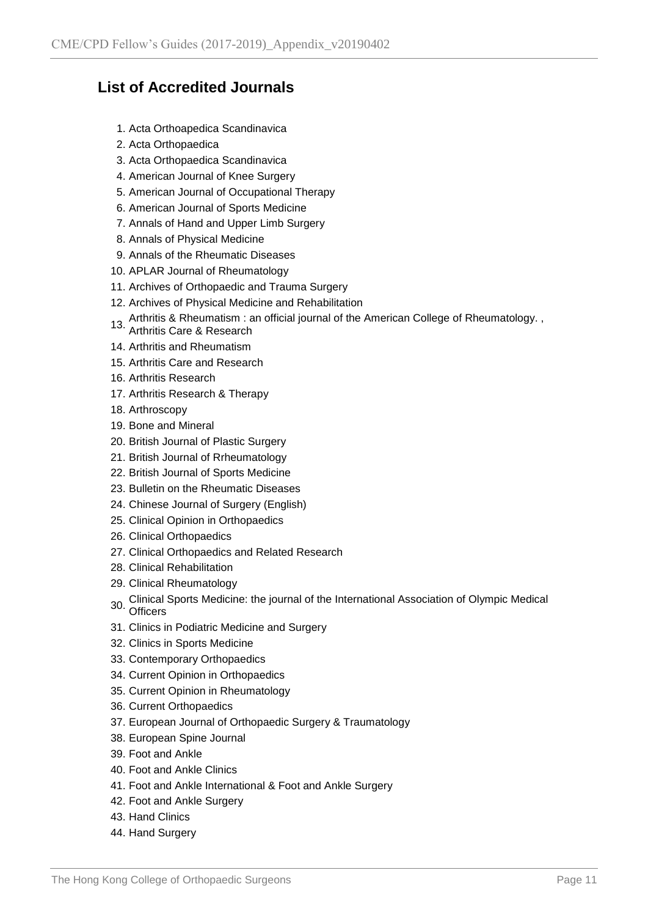## List of Accredited Journals

1. Acta Orthoapedica Scandinavica
2. Acta Orthopaedica
3. Acta Orthopaedica Scandinavica
4. American Journal of Knee Surgery
5. American Journal of Occupational Therapy
6. American Journal of Sports Medicine
7. Annals of Hand and Upper Limb Surgery
8. Annals of Physical Medicine
9. Annals of the Rheumatic Diseases
10. APLAR Journal of Rheumatology
11. Archives of Orthopaedic and Trauma Surgery
12. Archives of Physical Medicine and Rehabilitation
13. Arthritis & Rheumatism : an official journal of the American College of Rheumatology. , Arthritis Care & Research
14. Arthritis and Rheumatism
15. Arthritis Care and Research
16. Arthritis Research
17. Arthritis Research & Therapy
18. Arthroscopy
19. Bone and Mineral
20. British Journal of Plastic Surgery
21. British Journal of Rrheumatology
22. British Journal of Sports Medicine
23. Bulletin on the Rheumatic Diseases
24. Chinese Journal of Surgery (English)
25. Clinical Opinion in Orthopaedics
26. Clinical Orthopaedics
27. Clinical Orthopaedics and Related Research
28. Clinical Rehabilitation
29. Clinical Rheumatology
30. Clinical Sports Medicine: the journal of the International Association of Olympic Medical Officers
31. Clinics in Podiatric Medicine and Surgery
32. Clinics in Sports Medicine
33. Contemporary Orthopaedics
34. Current Opinion in Orthopaedics
35. Current Opinion in Rheumatology
36. Current Orthopaedics
37. European Journal of Orthopaedic Surgery & Traumatology
38. European Spine Journal
39. Foot and Ankle
40. Foot and Ankle Clinics
41. Foot and Ankle International & Foot and Ankle Surgery
42. Foot and Ankle Surgery
43. Hand Clinics
44. Hand Surgery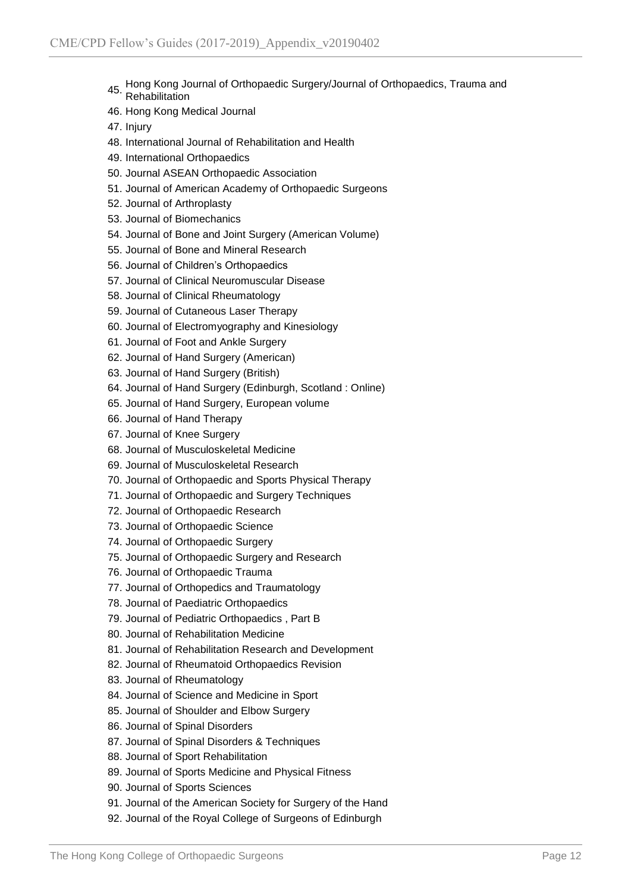45. Hong Kong Journal of Orthopaedic Surgery/Journal of Orthopaedics, Trauma and Rehabilitation
46. Hong Kong Medical Journal
47. Injury
48. International Journal of Rehabilitation and Health
49. International Orthopaedics
50. Journal ASEAN Orthopaedic Association
51. Journal of American Academy of Orthopaedic Surgeons
52. Journal of Arthroplasty
53. Journal of Biomechanics
54. Journal of Bone and Joint Surgery (American Volume)
55. Journal of Bone and Mineral Research
56. Journal of Children's Orthopaedics
57. Journal of Clinical Neuromuscular Disease
58. Journal of Clinical Rheumatology
59. Journal of Cutaneous Laser Therapy
60. Journal of Electromyography and Kinesiology
61. Journal of Foot and Ankle Surgery
62. Journal of Hand Surgery (American)
63. Journal of Hand Surgery (British)
64. Journal of Hand Surgery (Edinburgh, Scotland : Online)
65. Journal of Hand Surgery, European volume
66. Journal of Hand Therapy
67. Journal of Knee Surgery
68. Journal of Musculoskeletal Medicine
69. Journal of Musculoskeletal Research
70. Journal of Orthopaedic and Sports Physical Therapy
71. Journal of Orthopaedic and Surgery Techniques
72. Journal of Orthopaedic Research
73. Journal of Orthopaedic Science
74. Journal of Orthopaedic Surgery
75. Journal of Orthopaedic Surgery and Research
76. Journal of Orthopaedic Trauma
77. Journal of Orthopedics and Traumatology
78. Journal of Paediatric Orthopaedics
79. Journal of Pediatric Orthopaedics , Part B
80. Journal of Rehabilitation Medicine
81. Journal of Rehabilitation Research and Development
82. Journal of Rheumatoid Orthopaedics Revision
83. Journal of Rheumatology
84. Journal of Science and Medicine in Sport
85. Journal of Shoulder and Elbow Surgery
86. Journal of Spinal Disorders
87. Journal of Spinal Disorders & Techniques
88. Journal of Sport Rehabilitation
89. Journal of Sports Medicine and Physical Fitness
90. Journal of Sports Sciences
91. Journal of the American Society for Surgery of the Hand
92. Journal of the Royal College of Surgeons of Edinburgh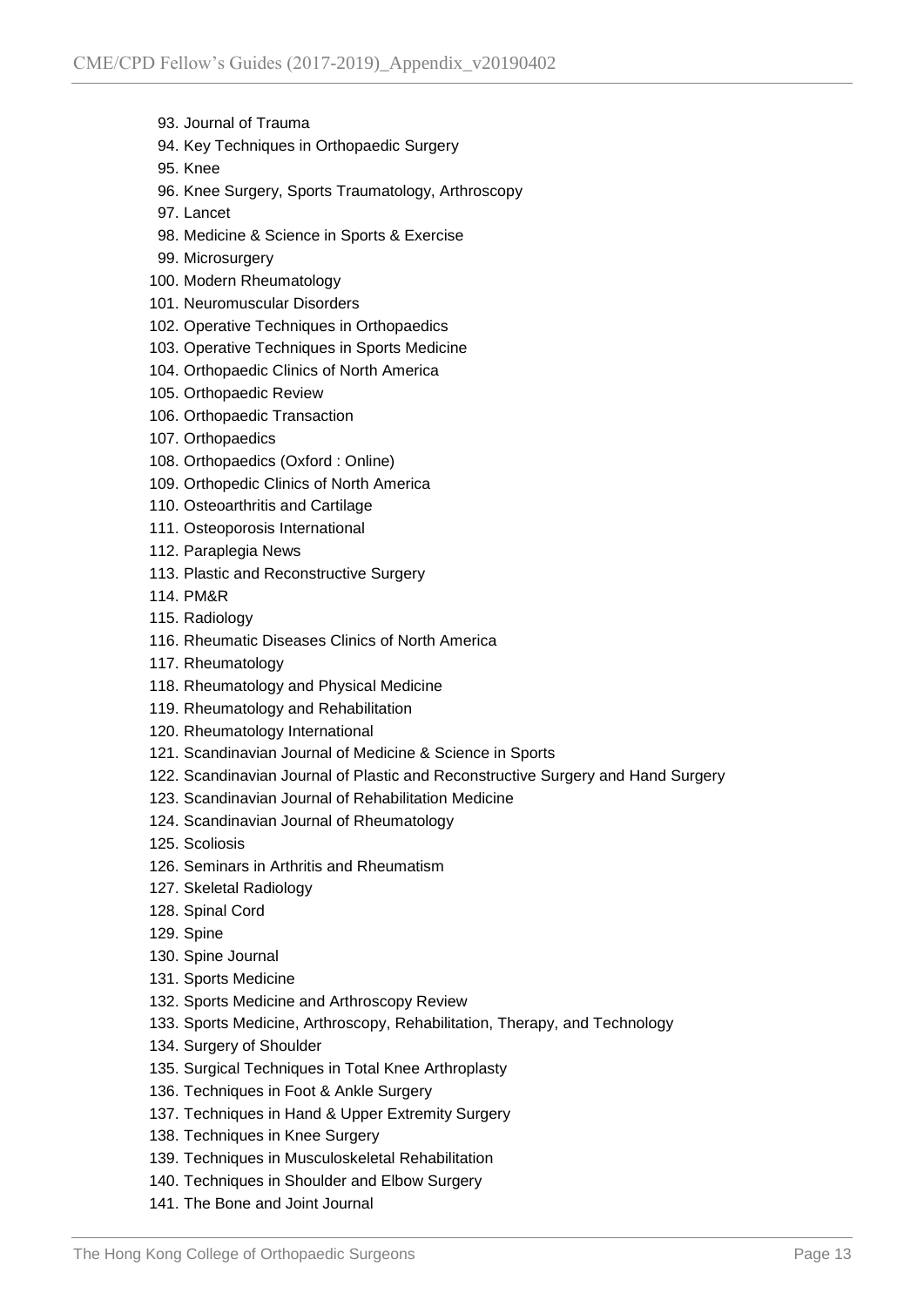93. Journal of Trauma
94. Key Techniques in Orthopaedic Surgery
95. Knee
96. Knee Surgery, Sports Traumatology, Arthroscopy
97. Lancet
98. Medicine & Science in Sports & Exercise
99. Microsurgery
100. Modern Rheumatology
101. Neuromuscular Disorders
102. Operative Techniques in Orthopaedics
103. Operative Techniques in Sports Medicine
104. Orthopaedic Clinics of North America
105. Orthopaedic Review
106. Orthopaedic Transaction
107. Orthopaedics
108. Orthopaedics (Oxford : Online)
109. Orthopedic Clinics of North America
110. Osteoarthritis and Cartilage
111. Osteoporosis International
112. Paraplegia News
113. Plastic and Reconstructive Surgery
114. PM&R
115. Radiology
116. Rheumatic Diseases Clinics of North America
117. Rheumatology
118. Rheumatology and Physical Medicine
119. Rheumatology and Rehabilitation
120. Rheumatology International
121. Scandinavian Journal of Medicine & Science in Sports
122. Scandinavian Journal of Plastic and Reconstructive Surgery and Hand Surgery
123. Scandinavian Journal of Rehabilitation Medicine
124. Scandinavian Journal of Rheumatology
125. Scoliosis
126. Seminars in Arthritis and Rheumatism
127. Skeletal Radiology
128. Spinal Cord
129. Spine
130. Spine Journal
131. Sports Medicine
132. Sports Medicine and Arthroscopy Review
133. Sports Medicine, Arthroscopy, Rehabilitation, Therapy, and Technology
134. Surgery of Shoulder
135. Surgical Techniques in Total Knee Arthroplasty
136. Techniques in Foot & Ankle Surgery
137. Techniques in Hand & Upper Extremity Surgery
138. Techniques in Knee Surgery
139. Techniques in Musculoskeletal Rehabilitation
140. Techniques in Shoulder and Elbow Surgery
141. The Bone and Joint Journal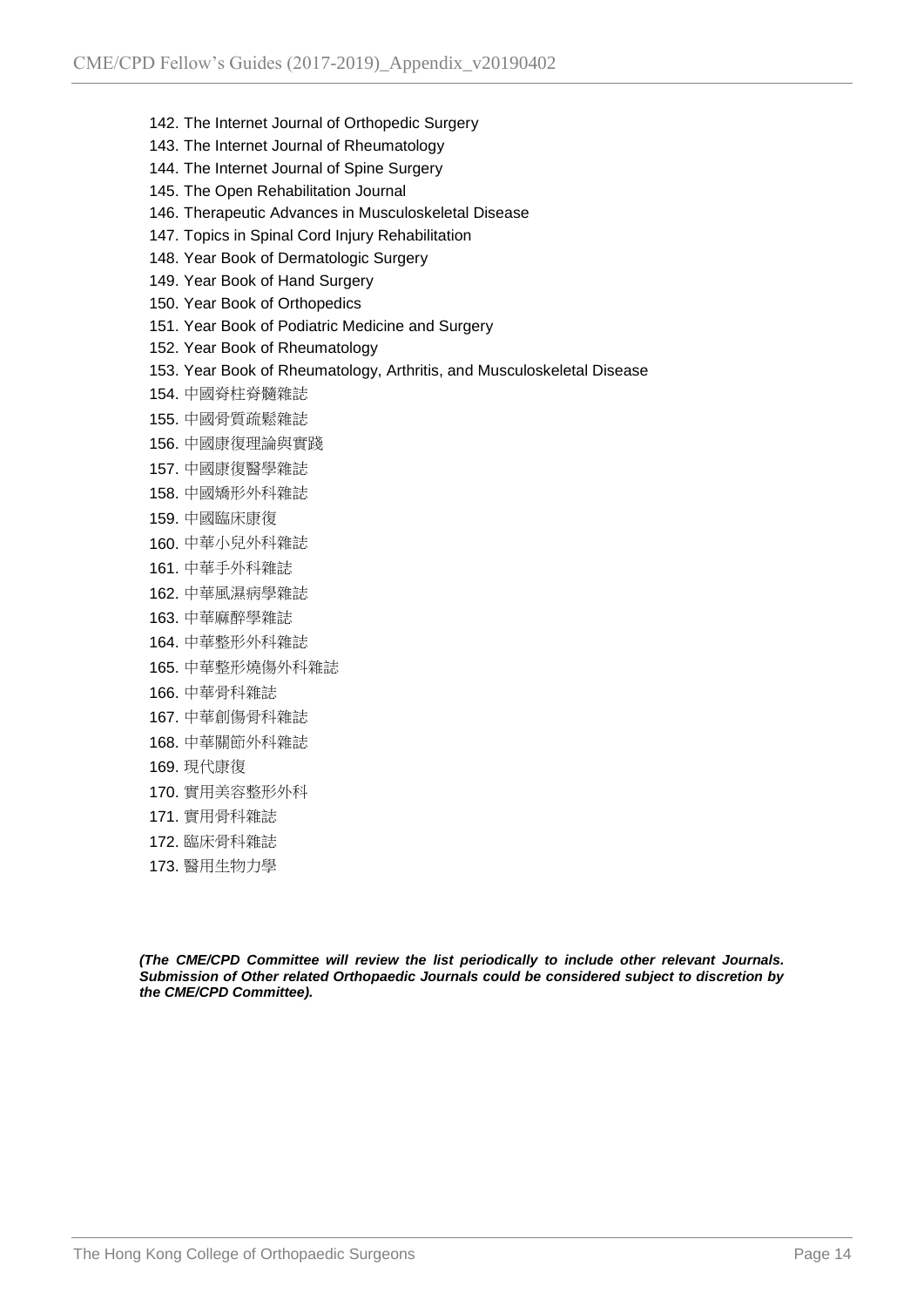142. The Internet Journal of Orthopedic Surgery
143. The Internet Journal of Rheumatology
144. The Internet Journal of Spine Surgery
145. The Open Rehabilitation Journal
146. Therapeutic Advances in Musculoskeletal Disease
147. Topics in Spinal Cord Injury Rehabilitation
148. Year Book of Dermatologic Surgery
149. Year Book of Hand Surgery
150. Year Book of Orthopedics
151. Year Book of Podiatric Medicine and Surgery
152. Year Book of Rheumatology
153. Year Book of Rheumatology, Arthritis, and Musculoskeletal Disease
154. 中國脊柱脊髓雜誌
155. 中國骨質疏鬆雜誌
156. 中國康復理論與實踐
157. 中國康復醫學雜誌
158. 中國矯形外科雜誌
159. 中國臨床康復
160. 中華小兒外科雜誌
161. 中華手外科雜誌
162. 中華風濕病學雜誌
163. 中華麻醉學雜誌
164. 中華整形外科雜誌
165. 中華整形燒傷外科雜誌
166. 中華骨科雜誌
167. 中華創傷骨科雜誌
168. 中華關節外科雜誌
169. 現代康復
170. 實用美容整形外科
171. 實用骨科雜誌
172. 臨床骨科雜誌
173. 醫用生物力學

***(The CME/CPD Committee will review the list periodically to include other relevant Journals. Submission of Other related Orthopaedic Journals could be considered subject to discretion by the CME/CPD Committee).***